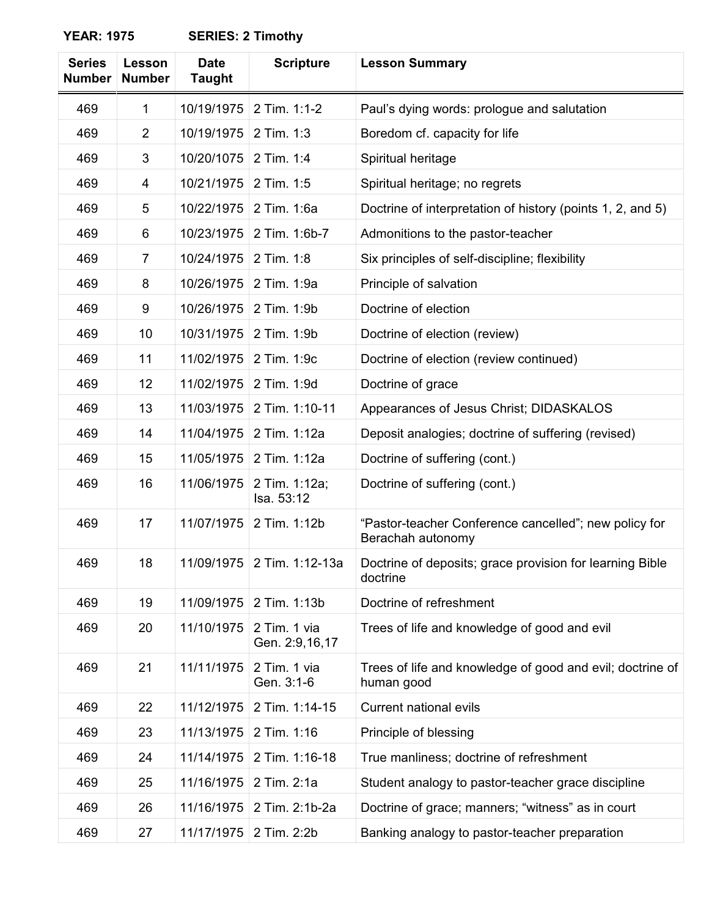**YEAR: 1975 SERIES: 2 Timothy**

| Series Number | Lesson Number | Date Taught | Scripture | Lesson Summary |
|---|---|---|---|---|
| 469 | 1 | 10/19/1975 | 2 Tim. 1:1-2 | Paul's dying words: prologue and salutation |
| 469 | 2 | 10/19/1975 | 2 Tim. 1:3 | Boredom cf. capacity for life |
| 469 | 3 | 10/20/1075 | 2 Tim. 1:4 | Spiritual heritage |
| 469 | 4 | 10/21/1975 | 2 Tim. 1:5 | Spiritual heritage; no regrets |
| 469 | 5 | 10/22/1975 | 2 Tim. 1:6a | Doctrine of interpretation of history (points 1, 2, and 5) |
| 469 | 6 | 10/23/1975 | 2 Tim. 1:6b-7 | Admonitions to the pastor-teacher |
| 469 | 7 | 10/24/1975 | 2 Tim. 1:8 | Six principles of self-discipline; flexibility |
| 469 | 8 | 10/26/1975 | 2 Tim. 1:9a | Principle of salvation |
| 469 | 9 | 10/26/1975 | 2 Tim. 1:9b | Doctrine of election |
| 469 | 10 | 10/31/1975 | 2 Tim. 1:9b | Doctrine of election (review) |
| 469 | 11 | 11/02/1975 | 2 Tim. 1:9c | Doctrine of election (review continued) |
| 469 | 12 | 11/02/1975 | 2 Tim. 1:9d | Doctrine of grace |
| 469 | 13 | 11/03/1975 | 2 Tim. 1:10-11 | Appearances of Jesus Christ; DIDASKALOS |
| 469 | 14 | 11/04/1975 | 2 Tim. 1:12a | Deposit analogies; doctrine of suffering (revised) |
| 469 | 15 | 11/05/1975 | 2 Tim. 1:12a | Doctrine of suffering (cont.) |
| 469 | 16 | 11/06/1975 | 2 Tim. 1:12a; Isa. 53:12 | Doctrine of suffering (cont.) |
| 469 | 17 | 11/07/1975 | 2 Tim. 1:12b | "Pastor-teacher Conference cancelled"; new policy for Berachah autonomy |
| 469 | 18 | 11/09/1975 | 2 Tim. 1:12-13a | Doctrine of deposits; grace provision for learning Bible doctrine |
| 469 | 19 | 11/09/1975 | 2 Tim. 1:13b | Doctrine of refreshment |
| 469 | 20 | 11/10/1975 | 2 Tim. 1 via Gen. 2:9,16,17 | Trees of life and knowledge of good and evil |
| 469 | 21 | 11/11/1975 | 2 Tim. 1 via Gen. 3:1-6 | Trees of life and knowledge of good and evil; doctrine of human good |
| 469 | 22 | 11/12/1975 | 2 Tim. 1:14-15 | Current national evils |
| 469 | 23 | 11/13/1975 | 2 Tim. 1:16 | Principle of blessing |
| 469 | 24 | 11/14/1975 | 2 Tim. 1:16-18 | True manliness; doctrine of refreshment |
| 469 | 25 | 11/16/1975 | 2 Tim. 2:1a | Student analogy to pastor-teacher grace discipline |
| 469 | 26 | 11/16/1975 | 2 Tim. 2:1b-2a | Doctrine of grace; manners; "witness" as in court |
| 469 | 27 | 11/17/1975 | 2 Tim. 2:2b | Banking analogy to pastor-teacher preparation |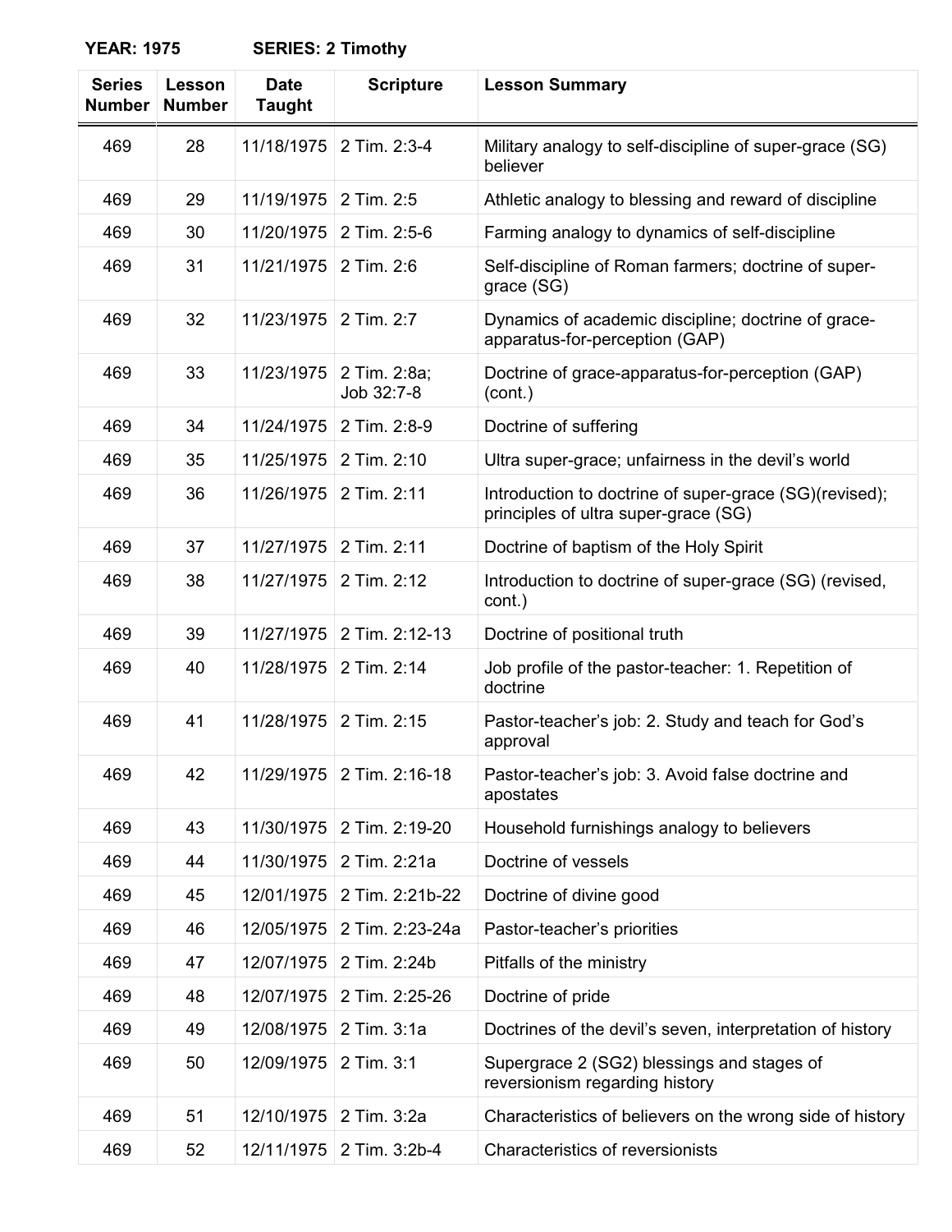**YEAR: 1975 SERIES: 2 Timothy**

| Series Number | Lesson Number | Date Taught | Scripture | Lesson Summary |
|---|---|---|---|---|
| 469 | 28 | 11/18/1975 | 2 Tim. 2:3-4 | Military analogy to self-discipline of super-grace (SG) believer |
| 469 | 29 | 11/19/1975 | 2 Tim. 2:5 | Athletic analogy to blessing and reward of discipline |
| 469 | 30 | 11/20/1975 | 2 Tim. 2:5-6 | Farming analogy to dynamics of self-discipline |
| 469 | 31 | 11/21/1975 | 2 Tim. 2:6 | Self-discipline of Roman farmers; doctrine of super-grace (SG) |
| 469 | 32 | 11/23/1975 | 2 Tim. 2:7 | Dynamics of academic discipline; doctrine of grace-apparatus-for-perception (GAP) |
| 469 | 33 | 11/23/1975 | 2 Tim. 2:8a; Job 32:7-8 | Doctrine of grace-apparatus-for-perception (GAP) (cont.) |
| 469 | 34 | 11/24/1975 | 2 Tim. 2:8-9 | Doctrine of suffering |
| 469 | 35 | 11/25/1975 | 2 Tim. 2:10 | Ultra super-grace; unfairness in the devil's world |
| 469 | 36 | 11/26/1975 | 2 Tim. 2:11 | Introduction to doctrine of super-grace (SG)(revised); principles of ultra super-grace (SG) |
| 469 | 37 | 11/27/1975 | 2 Tim. 2:11 | Doctrine of baptism of the Holy Spirit |
| 469 | 38 | 11/27/1975 | 2 Tim. 2:12 | Introduction to doctrine of super-grace (SG) (revised, cont.) |
| 469 | 39 | 11/27/1975 | 2 Tim. 2:12-13 | Doctrine of positional truth |
| 469 | 40 | 11/28/1975 | 2 Tim. 2:14 | Job profile of the pastor-teacher: 1. Repetition of doctrine |
| 469 | 41 | 11/28/1975 | 2 Tim. 2:15 | Pastor-teacher's job: 2. Study and teach for God's approval |
| 469 | 42 | 11/29/1975 | 2 Tim. 2:16-18 | Pastor-teacher's job: 3. Avoid false doctrine and apostates |
| 469 | 43 | 11/30/1975 | 2 Tim. 2:19-20 | Household furnishings analogy to believers |
| 469 | 44 | 11/30/1975 | 2 Tim. 2:21a | Doctrine of vessels |
| 469 | 45 | 12/01/1975 | 2 Tim. 2:21b-22 | Doctrine of divine good |
| 469 | 46 | 12/05/1975 | 2 Tim. 2:23-24a | Pastor-teacher's priorities |
| 469 | 47 | 12/07/1975 | 2 Tim. 2:24b | Pitfalls of the ministry |
| 469 | 48 | 12/07/1975 | 2 Tim. 2:25-26 | Doctrine of pride |
| 469 | 49 | 12/08/1975 | 2 Tim. 3:1a | Doctrines of the devil's seven, interpretation of history |
| 469 | 50 | 12/09/1975 | 2 Tim. 3:1 | Supergrace 2 (SG2) blessings and stages of reversionism regarding history |
| 469 | 51 | 12/10/1975 | 2 Tim. 3:2a | Characteristics of believers on the wrong side of history |
| 469 | 52 | 12/11/1975 | 2 Tim. 3:2b-4 | Characteristics of reversionists |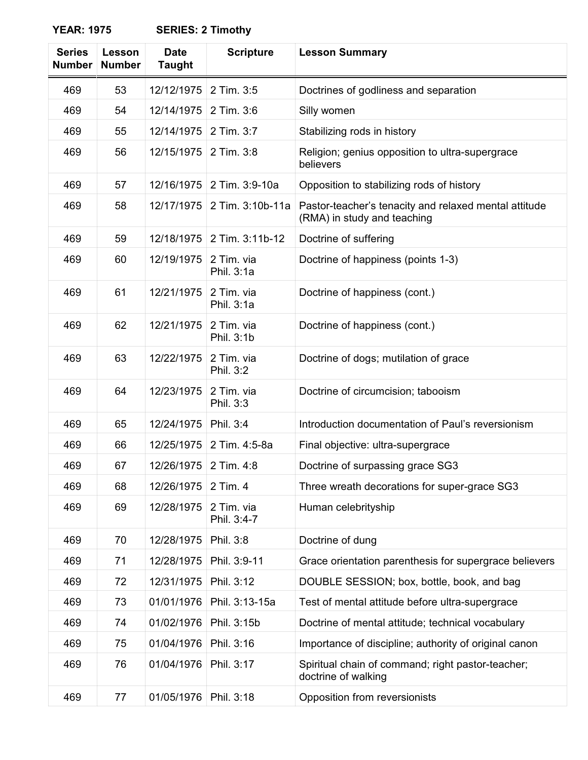**YEAR: 1975 SERIES: 2 Timothy**

| Series Number | Lesson Number | Date Taught | Scripture | Lesson Summary |
|---|---|---|---|---|
| 469 | 53 | 12/12/1975 | 2 Tim. 3:5 | Doctrines of godliness and separation |
| 469 | 54 | 12/14/1975 | 2 Tim. 3:6 | Silly women |
| 469 | 55 | 12/14/1975 | 2 Tim. 3:7 | Stabilizing rods in history |
| 469 | 56 | 12/15/1975 | 2 Tim. 3:8 | Religion; genius opposition to ultra-supergrace believers |
| 469 | 57 | 12/16/1975 | 2 Tim. 3:9-10a | Opposition to stabilizing rods of history |
| 469 | 58 | 12/17/1975 | 2 Tim. 3:10b-11a | Pastor-teacher's tenacity and relaxed mental attitude (RMA) in study and teaching |
| 469 | 59 | 12/18/1975 | 2 Tim. 3:11b-12 | Doctrine of suffering |
| 469 | 60 | 12/19/1975 | 2 Tim. via Phil. 3:1a | Doctrine of happiness (points 1-3) |
| 469 | 61 | 12/21/1975 | 2 Tim. via Phil. 3:1a | Doctrine of happiness (cont.) |
| 469 | 62 | 12/21/1975 | 2 Tim. via Phil. 3:1b | Doctrine of happiness (cont.) |
| 469 | 63 | 12/22/1975 | 2 Tim. via Phil. 3:2 | Doctrine of dogs; mutilation of grace |
| 469 | 64 | 12/23/1975 | 2 Tim. via Phil. 3:3 | Doctrine of circumcision; tabooism |
| 469 | 65 | 12/24/1975 | Phil. 3:4 | Introduction documentation of Paul's reversionism |
| 469 | 66 | 12/25/1975 | 2 Tim. 4:5-8a | Final objective: ultra-supergrace |
| 469 | 67 | 12/26/1975 | 2 Tim. 4:8 | Doctrine of surpassing grace SG3 |
| 469 | 68 | 12/26/1975 | 2 Tim. 4 | Three wreath decorations for super-grace SG3 |
| 469 | 69 | 12/28/1975 | 2 Tim. via Phil. 3:4-7 | Human celebrityship |
| 469 | 70 | 12/28/1975 | Phil. 3:8 | Doctrine of dung |
| 469 | 71 | 12/28/1975 | Phil. 3:9-11 | Grace orientation parenthesis for supergrace believers |
| 469 | 72 | 12/31/1975 | Phil. 3:12 | DOUBLE SESSION; box, bottle, book, and bag |
| 469 | 73 | 01/01/1976 | Phil. 3:13-15a | Test of mental attitude before ultra-supergrace |
| 469 | 74 | 01/02/1976 | Phil. 3:15b | Doctrine of mental attitude; technical vocabulary |
| 469 | 75 | 01/04/1976 | Phil. 3:16 | Importance of discipline; authority of original canon |
| 469 | 76 | 01/04/1976 | Phil. 3:17 | Spiritual chain of command; right pastor-teacher; doctrine of walking |
| 469 | 77 | 01/05/1976 | Phil. 3:18 | Opposition from reversionists |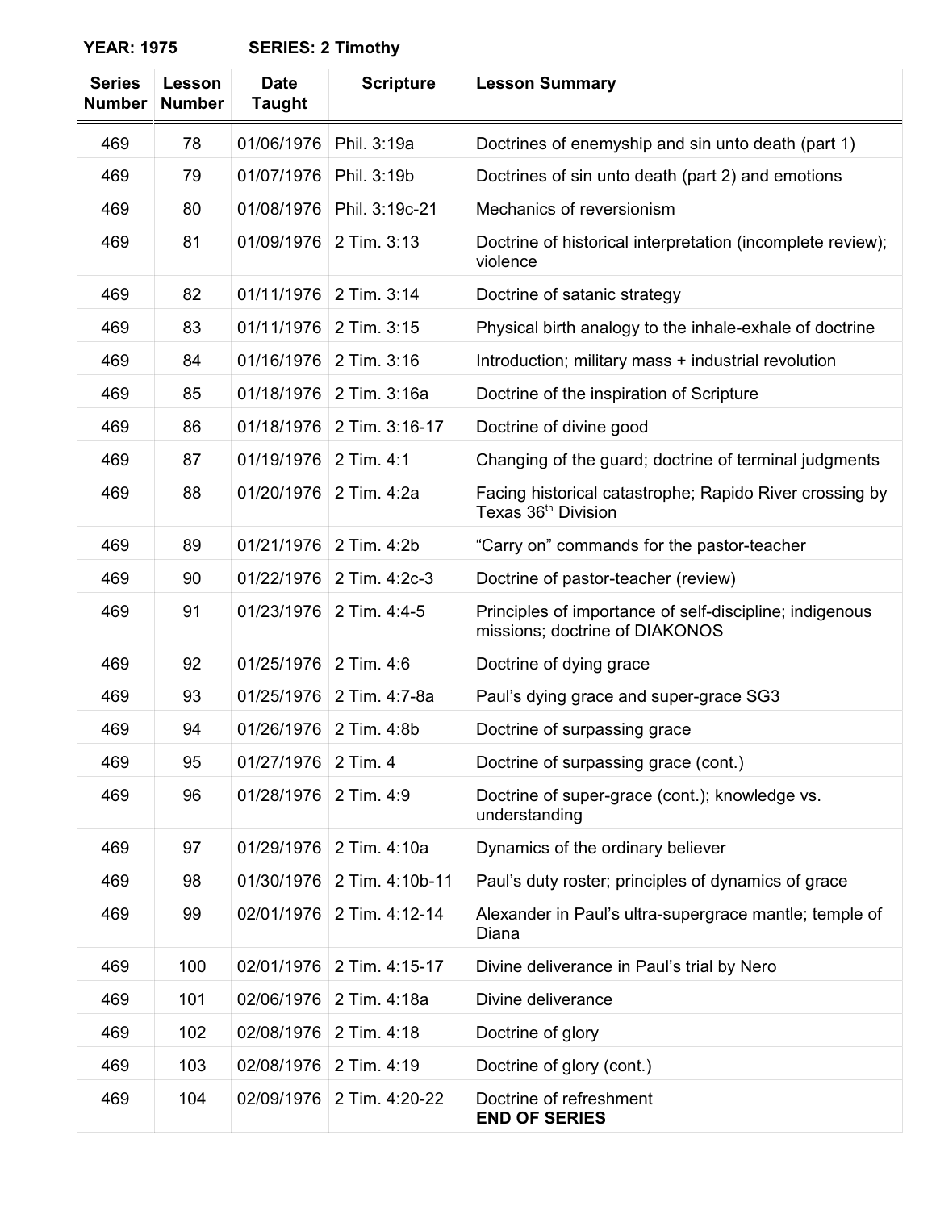**YEAR: 1975 SERIES: 2 Timothy**

| Series Number | Lesson Number | Date Taught | Scripture | Lesson Summary |
|---|---|---|---|---|
| 469 | 78 | 01/06/1976 | Phil. 3:19a | Doctrines of enemyship and sin unto death (part 1) |
| 469 | 79 | 01/07/1976 | Phil. 3:19b | Doctrines of sin unto death (part 2) and emotions |
| 469 | 80 | 01/08/1976 | Phil. 3:19c-21 | Mechanics of reversionism |
| 469 | 81 | 01/09/1976 | 2 Tim. 3:13 | Doctrine of historical interpretation (incomplete review); violence |
| 469 | 82 | 01/11/1976 | 2 Tim. 3:14 | Doctrine of satanic strategy |
| 469 | 83 | 01/11/1976 | 2 Tim. 3:15 | Physical birth analogy to the inhale-exhale of doctrine |
| 469 | 84 | 01/16/1976 | 2 Tim. 3:16 | Introduction; military mass + industrial revolution |
| 469 | 85 | 01/18/1976 | 2 Tim. 3:16a | Doctrine of the inspiration of Scripture |
| 469 | 86 | 01/18/1976 | 2 Tim. 3:16-17 | Doctrine of divine good |
| 469 | 87 | 01/19/1976 | 2 Tim. 4:1 | Changing of the guard; doctrine of terminal judgments |
| 469 | 88 | 01/20/1976 | 2 Tim. 4:2a | Facing historical catastrophe; Rapido River crossing by Texas 36th Division |
| 469 | 89 | 01/21/1976 | 2 Tim. 4:2b | "Carry on" commands for the pastor-teacher |
| 469 | 90 | 01/22/1976 | 2 Tim. 4:2c-3 | Doctrine of pastor-teacher (review) |
| 469 | 91 | 01/23/1976 | 2 Tim. 4:4-5 | Principles of importance of self-discipline; indigenous missions; doctrine of DIAKONOS |
| 469 | 92 | 01/25/1976 | 2 Tim. 4:6 | Doctrine of dying grace |
| 469 | 93 | 01/25/1976 | 2 Tim. 4:7-8a | Paul's dying grace and super-grace SG3 |
| 469 | 94 | 01/26/1976 | 2 Tim. 4:8b | Doctrine of surpassing grace |
| 469 | 95 | 01/27/1976 | 2 Tim. 4 | Doctrine of surpassing grace (cont.) |
| 469 | 96 | 01/28/1976 | 2 Tim. 4:9 | Doctrine of super-grace (cont.); knowledge vs. understanding |
| 469 | 97 | 01/29/1976 | 2 Tim. 4:10a | Dynamics of the ordinary believer |
| 469 | 98 | 01/30/1976 | 2 Tim. 4:10b-11 | Paul's duty roster; principles of dynamics of grace |
| 469 | 99 | 02/01/1976 | 2 Tim. 4:12-14 | Alexander in Paul's ultra-supergrace mantle; temple of Diana |
| 469 | 100 | 02/01/1976 | 2 Tim. 4:15-17 | Divine deliverance in Paul's trial by Nero |
| 469 | 101 | 02/06/1976 | 2 Tim. 4:18a | Divine deliverance |
| 469 | 102 | 02/08/1976 | 2 Tim. 4:18 | Doctrine of glory |
| 469 | 103 | 02/08/1976 | 2 Tim. 4:19 | Doctrine of glory (cont.) |
| 469 | 104 | 02/09/1976 | 2 Tim. 4:20-22 | Doctrine of refreshment **END OF SERIES** |